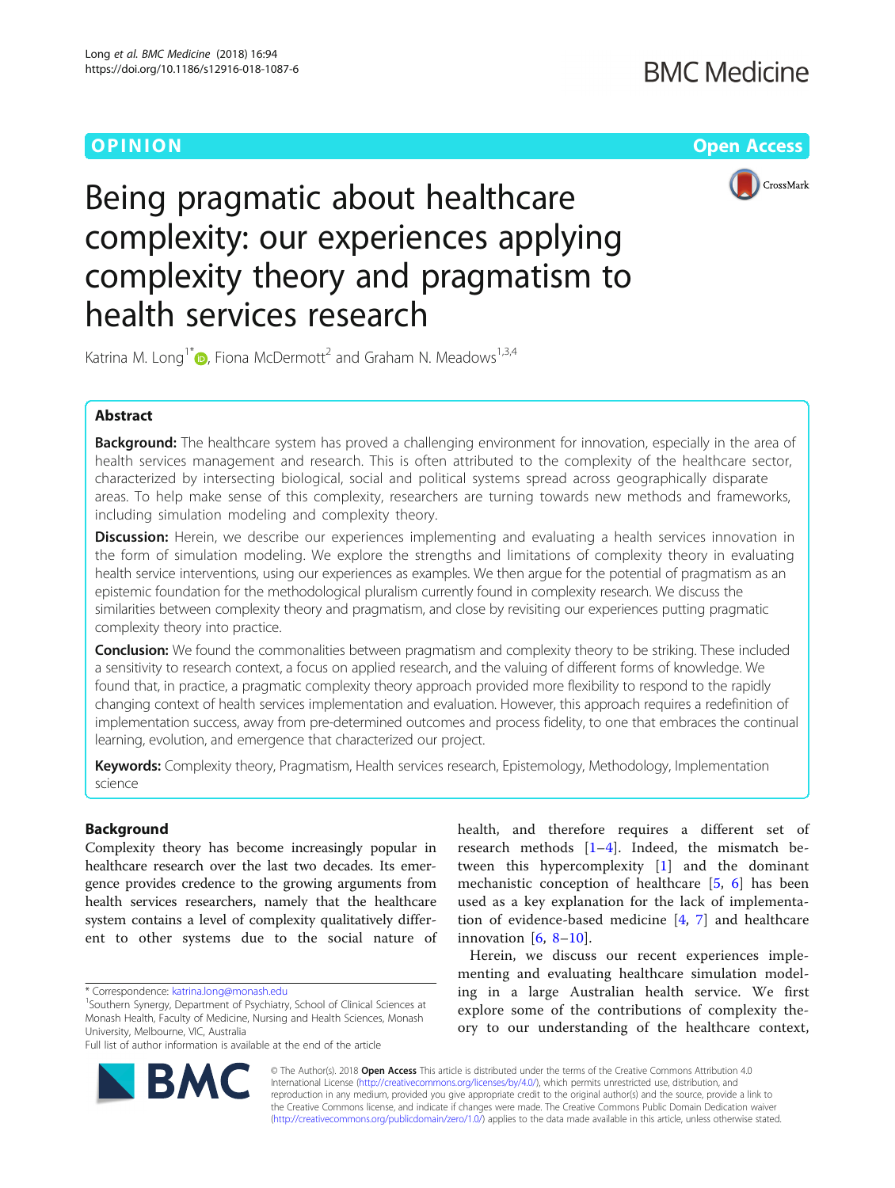OPINION

Open Access

# Being pragmatic about healthcare complexity: our experiences applying complexity theory and pragmatism to health services research

Katrina M. Long[1*], Fiona McDermott[2] and Graham N. Meadows[1,3,4]

## Abstract

**Background:** The healthcare system has proved a challenging environment for innovation, especially in the area of health services management and research. This is often attributed to the complexity of the healthcare sector, characterized by intersecting biological, social and political systems spread across geographically disparate areas. To help make sense of this complexity, researchers are turning towards new methods and frameworks, including simulation modeling and complexity theory.

**Discussion:** Herein, we describe our experiences implementing and evaluating a health services innovation in the form of simulation modeling. We explore the strengths and limitations of complexity theory in evaluating health service interventions, using our experiences as examples. We then argue for the potential of pragmatism as an epistemic foundation for the methodological pluralism currently found in complexity research. We discuss the similarities between complexity theory and pragmatism, and close by revisiting our experiences putting pragmatic complexity theory into practice.

**Conclusion:** We found the commonalities between pragmatism and complexity theory to be striking. These included a sensitivity to research context, a focus on applied research, and the valuing of different forms of knowledge. We found that, in practice, a pragmatic complexity theory approach provided more flexibility to respond to the rapidly changing context of health services implementation and evaluation. However, this approach requires a redefinition of implementation success, away from pre-determined outcomes and process fidelity, to one that embraces the continual learning, evolution, and emergence that characterized our project.

**Keywords:** Complexity theory, Pragmatism, Health services research, Epistemology, Methodology, Implementation science

## Background

Complexity theory has become increasingly popular in healthcare research over the last two decades. Its emergence provides credence to the growing arguments from health services researchers, namely that the healthcare system contains a level of complexity qualitatively different to other systems due to the social nature of health, and therefore requires a different set of research methods [1–4]. Indeed, the mismatch between this hypercomplexity [1] and the dominant mechanistic conception of healthcare [5, 6] has been used as a key explanation for the lack of implementation of evidence-based medicine [4, 7] and healthcare innovation [6, 8–10].

Herein, we discuss our recent experiences implementing and evaluating healthcare simulation modeling in a large Australian health service. We first explore some of the contributions of complexity theory to our understanding of the healthcare context,

* Correspondence: katrina.long@monash.edu
[1]Southern Synergy, Department of Psychiatry, School of Clinical Sciences at Monash Health, Faculty of Medicine, Nursing and Health Sciences, Monash University, Melbourne, VIC, Australia
Full list of author information is available at the end of the article

© The Author(s). 2018 **Open Access** This article is distributed under the terms of the Creative Commons Attribution 4.0 International License (http://creativecommons.org/licenses/by/4.0/), which permits unrestricted use, distribution, and reproduction in any medium, provided you give appropriate credit to the original author(s) and the source, provide a link to the Creative Commons license, and indicate if changes were made. The Creative Commons Public Domain Dedication waiver (http://creativecommons.org/publicdomain/zero/1.0/) applies to the data made available in this article, unless otherwise stated.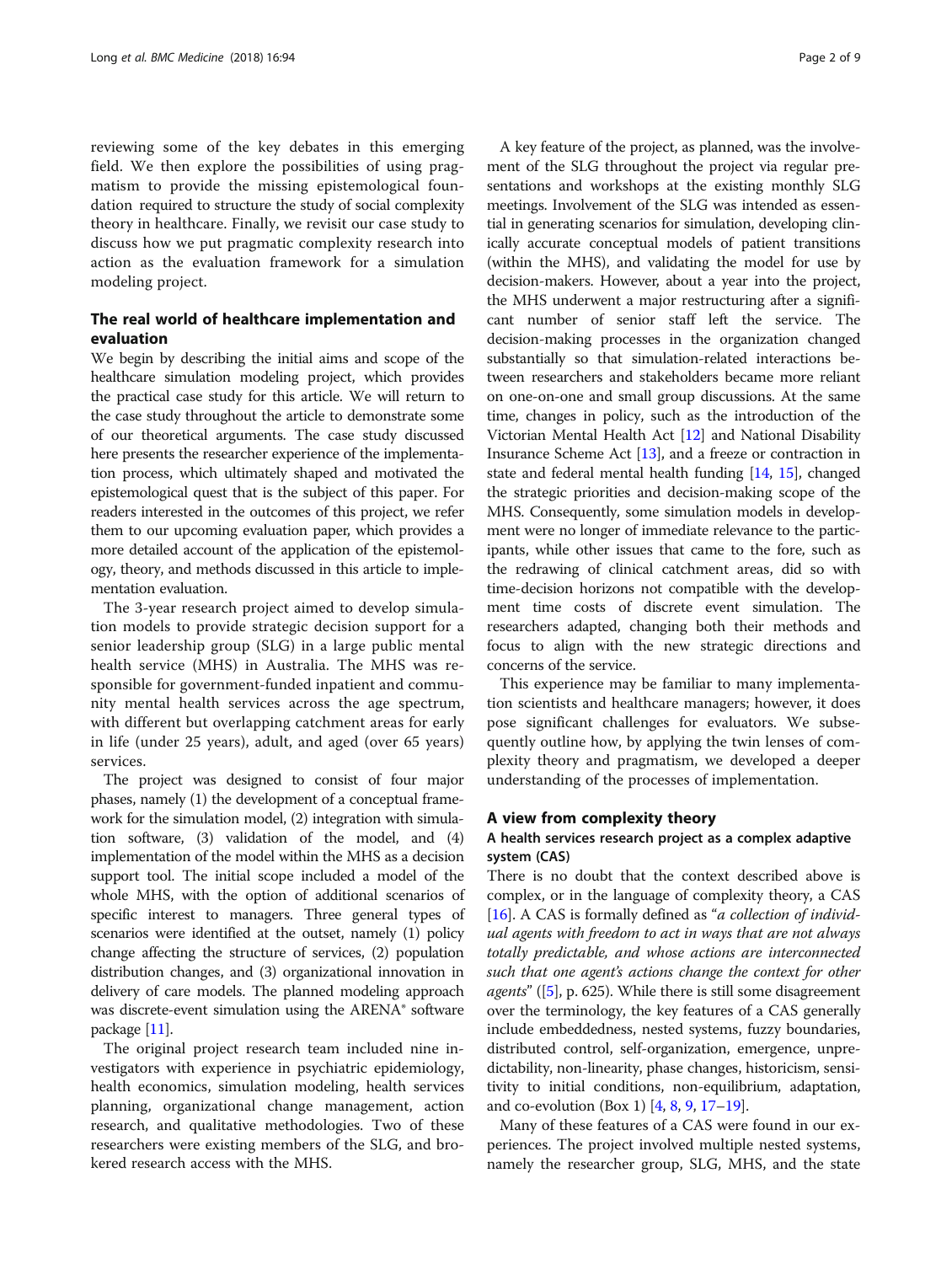reviewing some of the key debates in this emerging field. We then explore the possibilities of using pragmatism to provide the missing epistemological foundation required to structure the study of social complexity theory in healthcare. Finally, we revisit our case study to discuss how we put pragmatic complexity research into action as the evaluation framework for a simulation modeling project.

## The real world of healthcare implementation and evaluation

We begin by describing the initial aims and scope of the healthcare simulation modeling project, which provides the practical case study for this article. We will return to the case study throughout the article to demonstrate some of our theoretical arguments. The case study discussed here presents the researcher experience of the implementation process, which ultimately shaped and motivated the epistemological quest that is the subject of this paper. For readers interested in the outcomes of this project, we refer them to our upcoming evaluation paper, which provides a more detailed account of the application of the epistemology, theory, and methods discussed in this article to implementation evaluation.

The 3-year research project aimed to develop simulation models to provide strategic decision support for a senior leadership group (SLG) in a large public mental health service (MHS) in Australia. The MHS was responsible for government-funded inpatient and community mental health services across the age spectrum, with different but overlapping catchment areas for early in life (under 25 years), adult, and aged (over 65 years) services.

The project was designed to consist of four major phases, namely (1) the development of a conceptual framework for the simulation model, (2) integration with simulation software, (3) validation of the model, and (4) implementation of the model within the MHS as a decision support tool. The initial scope included a model of the whole MHS, with the option of additional scenarios of specific interest to managers. Three general types of scenarios were identified at the outset, namely (1) policy change affecting the structure of services, (2) population distribution changes, and (3) organizational innovation in delivery of care models. The planned modeling approach was discrete-event simulation using the ARENA® software package [11].

The original project research team included nine investigators with experience in psychiatric epidemiology, health economics, simulation modeling, health services planning, organizational change management, action research, and qualitative methodologies. Two of these researchers were existing members of the SLG, and brokered research access with the MHS.

A key feature of the project, as planned, was the involvement of the SLG throughout the project via regular presentations and workshops at the existing monthly SLG meetings. Involvement of the SLG was intended as essential in generating scenarios for simulation, developing clinically accurate conceptual models of patient transitions (within the MHS), and validating the model for use by decision-makers. However, about a year into the project, the MHS underwent a major restructuring after a significant number of senior staff left the service. The decision-making processes in the organization changed substantially so that simulation-related interactions between researchers and stakeholders became more reliant on one-on-one and small group discussions. At the same time, changes in policy, such as the introduction of the Victorian Mental Health Act [12] and National Disability Insurance Scheme Act [13], and a freeze or contraction in state and federal mental health funding [14, 15], changed the strategic priorities and decision-making scope of the MHS. Consequently, some simulation models in development were no longer of immediate relevance to the participants, while other issues that came to the fore, such as the redrawing of clinical catchment areas, did so with time-decision horizons not compatible with the development time costs of discrete event simulation. The researchers adapted, changing both their methods and focus to align with the new strategic directions and concerns of the service.

This experience may be familiar to many implementation scientists and healthcare managers; however, it does pose significant challenges for evaluators. We subsequently outline how, by applying the twin lenses of complexity theory and pragmatism, we developed a deeper understanding of the processes of implementation.

## A view from complexity theory

### A health services research project as a complex adaptive system (CAS)

There is no doubt that the context described above is complex, or in the language of complexity theory, a CAS [16]. A CAS is formally defined as "*a collection of individual agents with freedom to act in ways that are not always totally predictable, and whose actions are interconnected such that one agent's actions change the context for other agents*" ([5], p. 625). While there is still some disagreement over the terminology, the key features of a CAS generally include embeddedness, nested systems, fuzzy boundaries, distributed control, self-organization, emergence, unpredictability, non-linearity, phase changes, historicism, sensitivity to initial conditions, non-equilibrium, adaptation, and co-evolution (Box 1) [4, 8, 9, 17–19].

Many of these features of a CAS were found in our experiences. The project involved multiple nested systems, namely the researcher group, SLG, MHS, and the state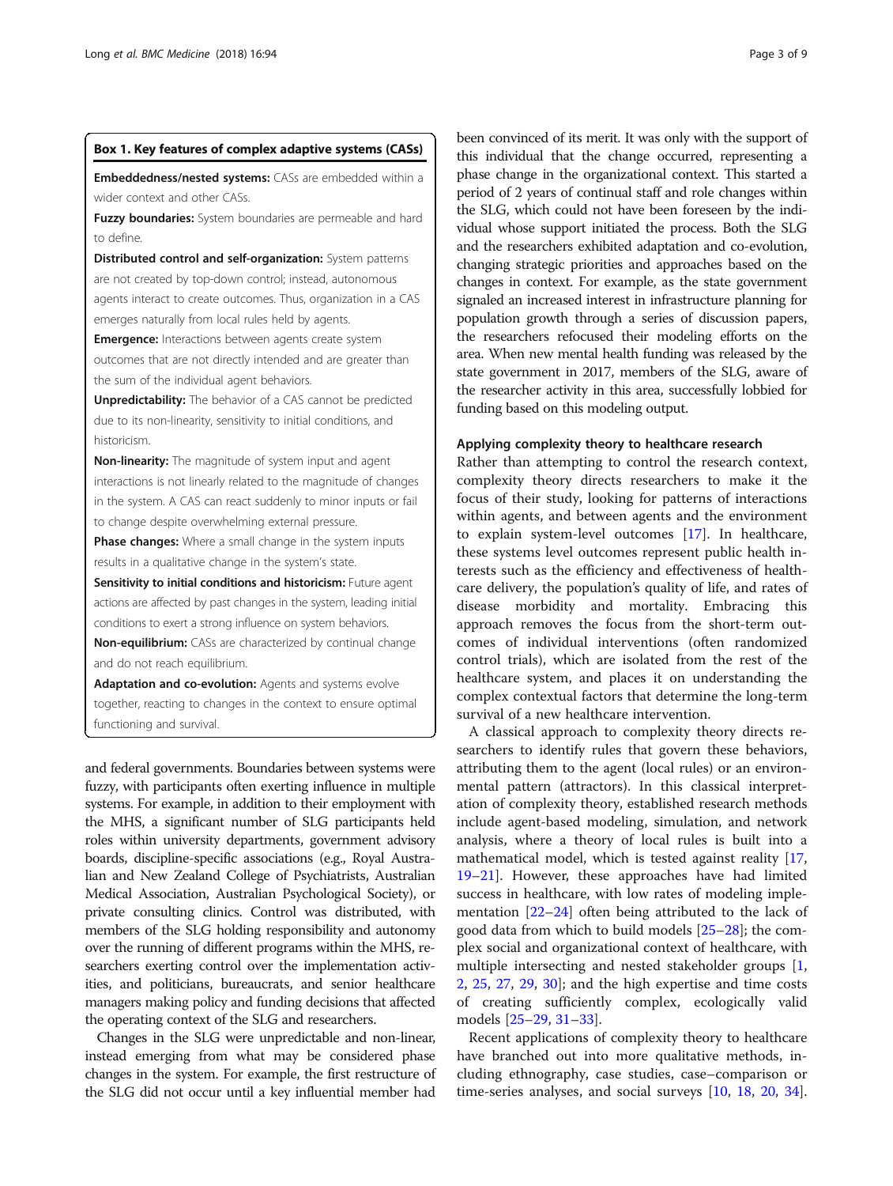**Box 1. Key features of complex adaptive systems (CASs)**

**Embeddedness/nested systems:** CASs are embedded within a wider context and other CASs.

**Fuzzy boundaries:** System boundaries are permeable and hard to define.

**Distributed control and self-organization:** System patterns are not created by top-down control; instead, autonomous agents interact to create outcomes. Thus, organization in a CAS emerges naturally from local rules held by agents.

**Emergence:** Interactions between agents create system outcomes that are not directly intended and are greater than the sum of the individual agent behaviors.

**Unpredictability:** The behavior of a CAS cannot be predicted due to its non-linearity, sensitivity to initial conditions, and historicism.

**Non-linearity:** The magnitude of system input and agent interactions is not linearly related to the magnitude of changes in the system. A CAS can react suddenly to minor inputs or fail to change despite overwhelming external pressure.

**Phase changes:** Where a small change in the system inputs results in a qualitative change in the system's state.

**Sensitivity to initial conditions and historicism:** Future agent actions are affected by past changes in the system, leading initial conditions to exert a strong influence on system behaviors.

**Non-equilibrium:** CASs are characterized by continual change and do not reach equilibrium.

**Adaptation and co-evolution:** Agents and systems evolve together, reacting to changes in the context to ensure optimal functioning and survival.

and federal governments. Boundaries between systems were fuzzy, with participants often exerting influence in multiple systems. For example, in addition to their employment with the MHS, a significant number of SLG participants held roles within university departments, government advisory boards, discipline-specific associations (e.g., Royal Australian and New Zealand College of Psychiatrists, Australian Medical Association, Australian Psychological Society), or private consulting clinics. Control was distributed, with members of the SLG holding responsibility and autonomy over the running of different programs within the MHS, researchers exerting control over the implementation activities, and politicians, bureaucrats, and senior healthcare managers making policy and funding decisions that affected the operating context of the SLG and researchers.

Changes in the SLG were unpredictable and non-linear, instead emerging from what may be considered phase changes in the system. For example, the first restructure of the SLG did not occur until a key influential member had been convinced of its merit. It was only with the support of this individual that the change occurred, representing a phase change in the organizational context. This started a period of 2 years of continual staff and role changes within the SLG, which could not have been foreseen by the individual whose support initiated the process. Both the SLG and the researchers exhibited adaptation and co-evolution, changing strategic priorities and approaches based on the changes in context. For example, as the state government signaled an increased interest in infrastructure planning for population growth through a series of discussion papers, the researchers refocused their modeling efforts on the area. When new mental health funding was released by the state government in 2017, members of the SLG, aware of the researcher activity in this area, successfully lobbied for funding based on this modeling output.

## Applying complexity theory to healthcare research

Rather than attempting to control the research context, complexity theory directs researchers to make it the focus of their study, looking for patterns of interactions within agents, and between agents and the environment to explain system-level outcomes [17]. In healthcare, these systems level outcomes represent public health interests such as the efficiency and effectiveness of healthcare delivery, the population's quality of life, and rates of disease morbidity and mortality. Embracing this approach removes the focus from the short-term outcomes of individual interventions (often randomized control trials), which are isolated from the rest of the healthcare system, and places it on understanding the complex contextual factors that determine the long-term survival of a new healthcare intervention.

A classical approach to complexity theory directs researchers to identify rules that govern these behaviors, attributing them to the agent (local rules) or an environmental pattern (attractors). In this classical interpretation of complexity theory, established research methods include agent-based modeling, simulation, and network analysis, where a theory of local rules is built into a mathematical model, which is tested against reality [17, 19–21]. However, these approaches have had limited success in healthcare, with low rates of modeling implementation [22–24] often being attributed to the lack of good data from which to build models [25–28]; the complex social and organizational context of healthcare, with multiple intersecting and nested stakeholder groups [1, 2, 25, 27, 29, 30]; and the high expertise and time costs of creating sufficiently complex, ecologically valid models [25–29, 31–33].

Recent applications of complexity theory to healthcare have branched out into more qualitative methods, including ethnography, case studies, case–comparison or time-series analyses, and social surveys [10, 18, 20, 34].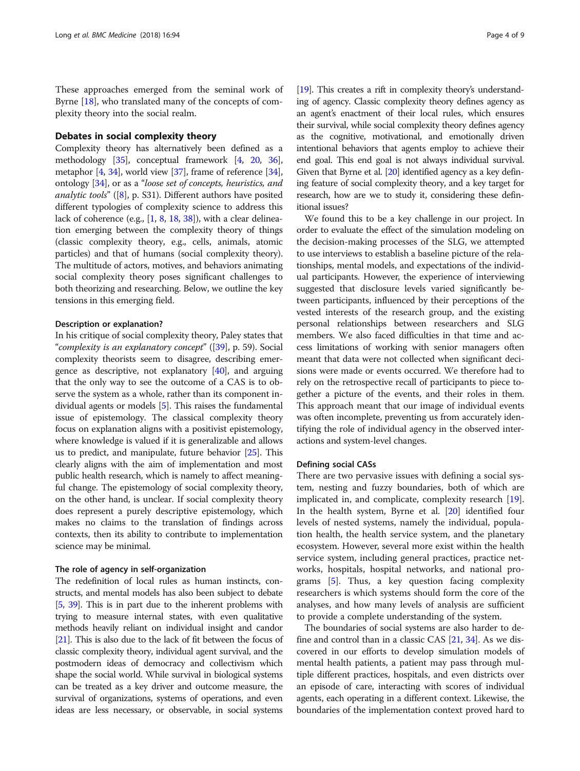These approaches emerged from the seminal work of Byrne [18], who translated many of the concepts of complexity theory into the social realm.

## Debates in social complexity theory

Complexity theory has alternatively been defined as a methodology [35], conceptual framework [4, 20, 36], metaphor [4, 34], world view [37], frame of reference [34], ontology [34], or as a "*loose set of concepts, heuristics, and analytic tools*" ([8], p. S31). Different authors have posited different typologies of complexity science to address this lack of coherence (e.g., [1, 8, 18, 38]), with a clear delineation emerging between the complexity theory of things (classic complexity theory, e.g., cells, animals, atomic particles) and that of humans (social complexity theory). The multitude of actors, motives, and behaviors animating social complexity theory poses significant challenges to both theorizing and researching. Below, we outline the key tensions in this emerging field.

### Description or explanation?

In his critique of social complexity theory, Paley states that "*complexity is an explanatory concept*" ([39], p. 59). Social complexity theorists seem to disagree, describing emergence as descriptive, not explanatory [40], and arguing that the only way to see the outcome of a CAS is to observe the system as a whole, rather than its component individual agents or models [5]. This raises the fundamental issue of epistemology. The classical complexity theory focus on explanation aligns with a positivist epistemology, where knowledge is valued if it is generalizable and allows us to predict, and manipulate, future behavior [25]. This clearly aligns with the aim of implementation and most public health research, which is namely to affect meaningful change. The epistemology of social complexity theory, on the other hand, is unclear. If social complexity theory does represent a purely descriptive epistemology, which makes no claims to the translation of findings across contexts, then its ability to contribute to implementation science may be minimal.

### The role of agency in self-organization

The redefinition of local rules as human instincts, constructs, and mental models has also been subject to debate [5, 39]. This is in part due to the inherent problems with trying to measure internal states, with even qualitative methods heavily reliant on individual insight and candor [21]. This is also due to the lack of fit between the focus of classic complexity theory, individual agent survival, and the postmodern ideas of democracy and collectivism which shape the social world. While survival in biological systems can be treated as a key driver and outcome measure, the survival of organizations, systems of operations, and even ideas are less necessary, or observable, in social systems [19]. This creates a rift in complexity theory's understanding of agency. Classic complexity theory defines agency as an agent's enactment of their local rules, which ensures their survival, while social complexity theory defines agency as the cognitive, motivational, and emotionally driven intentional behaviors that agents employ to achieve their end goal. This end goal is not always individual survival. Given that Byrne et al. [20] identified agency as a key defining feature of social complexity theory, and a key target for research, how are we to study it, considering these definitional issues?

We found this to be a key challenge in our project. In order to evaluate the effect of the simulation modeling on the decision-making processes of the SLG, we attempted to use interviews to establish a baseline picture of the relationships, mental models, and expectations of the individual participants. However, the experience of interviewing suggested that disclosure levels varied significantly between participants, influenced by their perceptions of the vested interests of the research group, and the existing personal relationships between researchers and SLG members. We also faced difficulties in that time and access limitations of working with senior managers often meant that data were not collected when significant decisions were made or events occurred. We therefore had to rely on the retrospective recall of participants to piece together a picture of the events, and their roles in them. This approach meant that our image of individual events was often incomplete, preventing us from accurately identifying the role of individual agency in the observed interactions and system-level changes.

### Defining social CASs

There are two pervasive issues with defining a social system, nesting and fuzzy boundaries, both of which are implicated in, and complicate, complexity research [19]. In the health system, Byrne et al. [20] identified four levels of nested systems, namely the individual, population health, the health service system, and the planetary ecosystem. However, several more exist within the health service system, including general practices, practice networks, hospitals, hospital networks, and national programs [5]. Thus, a key question facing complexity researchers is which systems should form the core of the analyses, and how many levels of analysis are sufficient to provide a complete understanding of the system.

The boundaries of social systems are also harder to define and control than in a classic CAS [21, 34]. As we discovered in our efforts to develop simulation models of mental health patients, a patient may pass through multiple different practices, hospitals, and even districts over an episode of care, interacting with scores of individual agents, each operating in a different context. Likewise, the boundaries of the implementation context proved hard to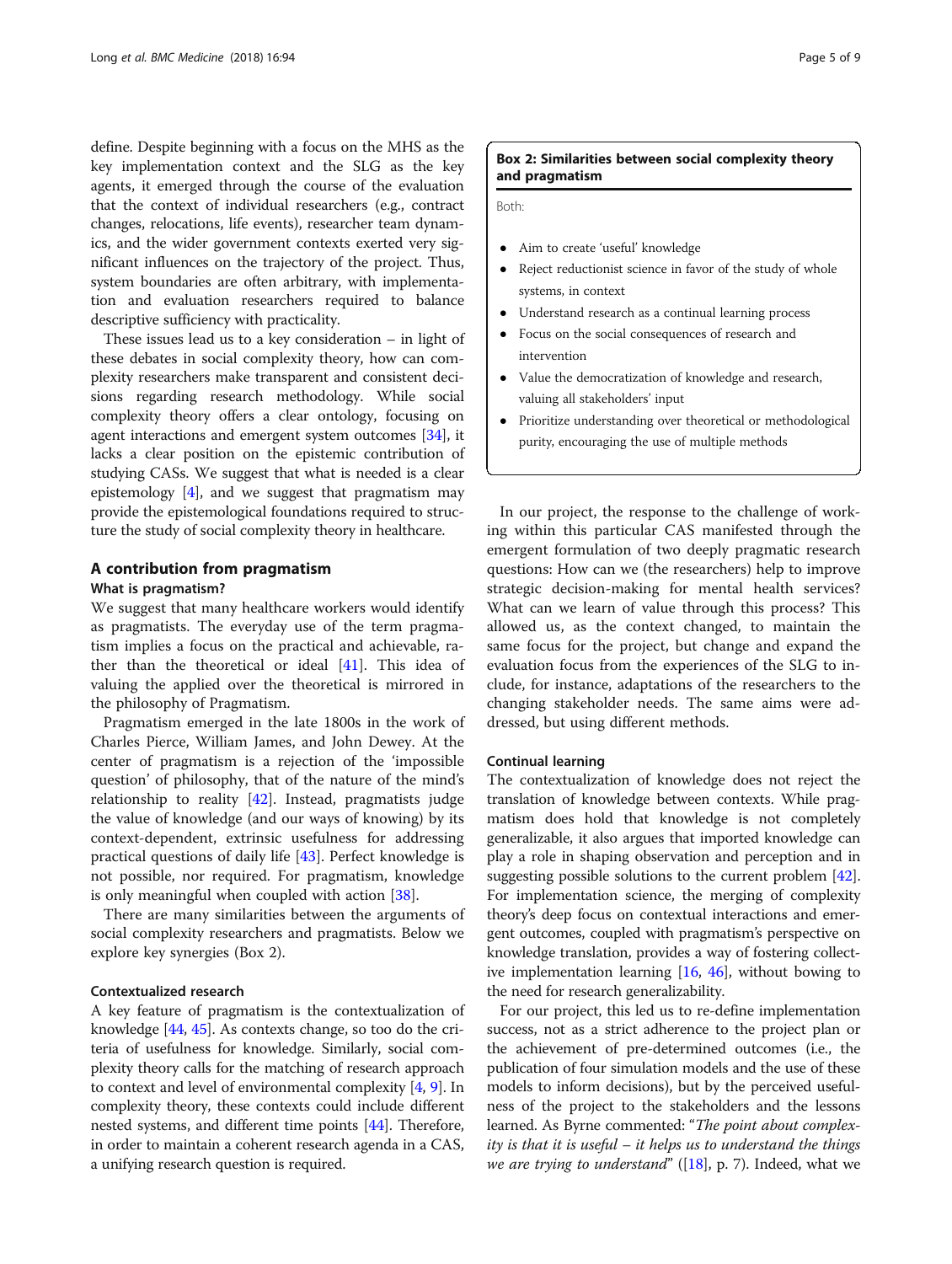define. Despite beginning with a focus on the MHS as the key implementation context and the SLG as the key agents, it emerged through the course of the evaluation that the context of individual researchers (e.g., contract changes, relocations, life events), researcher team dynamics, and the wider government contexts exerted very significant influences on the trajectory of the project. Thus, system boundaries are often arbitrary, with implementation and evaluation researchers required to balance descriptive sufficiency with practicality.

These issues lead us to a key consideration – in light of these debates in social complexity theory, how can complexity researchers make transparent and consistent decisions regarding research methodology. While social complexity theory offers a clear ontology, focusing on agent interactions and emergent system outcomes [34], it lacks a clear position on the epistemic contribution of studying CASs. We suggest that what is needed is a clear epistemology [4], and we suggest that pragmatism may provide the epistemological foundations required to structure the study of social complexity theory in healthcare.

## A contribution from pragmatism

### What is pragmatism?

We suggest that many healthcare workers would identify as pragmatists. The everyday use of the term pragmatism implies a focus on the practical and achievable, rather than the theoretical or ideal [41]. This idea of valuing the applied over the theoretical is mirrored in the philosophy of Pragmatism.

Pragmatism emerged in the late 1800s in the work of Charles Pierce, William James, and John Dewey. At the center of pragmatism is a rejection of the 'impossible question' of philosophy, that of the nature of the mind's relationship to reality [42]. Instead, pragmatists judge the value of knowledge (and our ways of knowing) by its context-dependent, extrinsic usefulness for addressing practical questions of daily life [43]. Perfect knowledge is not possible, nor required. For pragmatism, knowledge is only meaningful when coupled with action [38].

There are many similarities between the arguments of social complexity researchers and pragmatists. Below we explore key synergies (Box 2).

### Contextualized research

A key feature of pragmatism is the contextualization of knowledge [44, 45]. As contexts change, so too do the criteria of usefulness for knowledge. Similarly, social complexity theory calls for the matching of research approach to context and level of environmental complexity [4, 9]. In complexity theory, these contexts could include different nested systems, and different time points [44]. Therefore, in order to maintain a coherent research agenda in a CAS, a unifying research question is required.

**Box 2: Similarities between social complexity theory and pragmatism**

Both:

- Aim to create 'useful' knowledge
- Reject reductionist science in favor of the study of whole systems, in context
- Understand research as a continual learning process
- Focus on the social consequences of research and intervention
- Value the democratization of knowledge and research, valuing all stakeholders' input
- Prioritize understanding over theoretical or methodological purity, encouraging the use of multiple methods

In our project, the response to the challenge of working within this particular CAS manifested through the emergent formulation of two deeply pragmatic research questions: How can we (the researchers) help to improve strategic decision-making for mental health services? What can we learn of value through this process? This allowed us, as the context changed, to maintain the same focus for the project, but change and expand the evaluation focus from the experiences of the SLG to include, for instance, adaptations of the researchers to the changing stakeholder needs. The same aims were addressed, but using different methods.

### Continual learning

The contextualization of knowledge does not reject the translation of knowledge between contexts. While pragmatism does hold that knowledge is not completely generalizable, it also argues that imported knowledge can play a role in shaping observation and perception and in suggesting possible solutions to the current problem [42]. For implementation science, the merging of complexity theory's deep focus on contextual interactions and emergent outcomes, coupled with pragmatism's perspective on knowledge translation, provides a way of fostering collective implementation learning [16, 46], without bowing to the need for research generalizability.

For our project, this led us to re-define implementation success, not as a strict adherence to the project plan or the achievement of pre-determined outcomes (i.e., the publication of four simulation models and the use of these models to inform decisions), but by the perceived usefulness of the project to the stakeholders and the lessons learned. As Byrne commented: "*The point about complexity is that it is useful – it helps us to understand the things we are trying to understand*" ([18], p. 7). Indeed, what we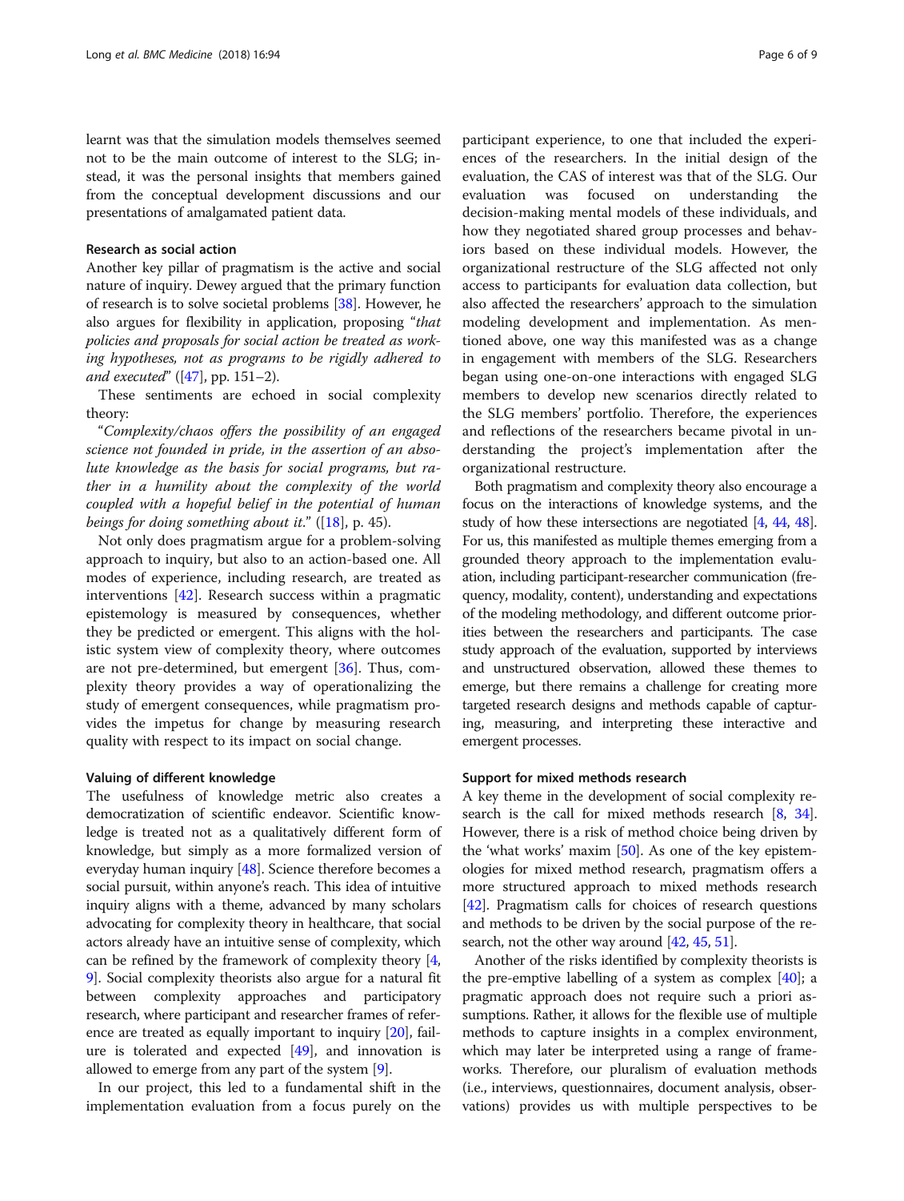learnt was that the simulation models themselves seemed not to be the main outcome of interest to the SLG; instead, it was the personal insights that members gained from the conceptual development discussions and our presentations of amalgamated patient data.

#### Research as social action

Another key pillar of pragmatism is the active and social nature of inquiry. Dewey argued that the primary function of research is to solve societal problems [38]. However, he also argues for flexibility in application, proposing "*that policies and proposals for social action be treated as working hypotheses, not as programs to be rigidly adhered to and executed*" ([47], pp. 151–2).

These sentiments are echoed in social complexity theory:

"*Complexity/chaos offers the possibility of an engaged science not founded in pride, in the assertion of an absolute knowledge as the basis for social programs, but rather in a humility about the complexity of the world coupled with a hopeful belief in the potential of human beings for doing something about it.*" ([18], p. 45).

Not only does pragmatism argue for a problem-solving approach to inquiry, but also to an action-based one. All modes of experience, including research, are treated as interventions [42]. Research success within a pragmatic epistemology is measured by consequences, whether they be predicted or emergent. This aligns with the holistic system view of complexity theory, where outcomes are not pre-determined, but emergent [36]. Thus, complexity theory provides a way of operationalizing the study of emergent consequences, while pragmatism provides the impetus for change by measuring research quality with respect to its impact on social change.

#### Valuing of different knowledge

The usefulness of knowledge metric also creates a democratization of scientific endeavor. Scientific knowledge is treated not as a qualitatively different form of knowledge, but simply as a more formalized version of everyday human inquiry [48]. Science therefore becomes a social pursuit, within anyone's reach. This idea of intuitive inquiry aligns with a theme, advanced by many scholars advocating for complexity theory in healthcare, that social actors already have an intuitive sense of complexity, which can be refined by the framework of complexity theory [4, 9]. Social complexity theorists also argue for a natural fit between complexity approaches and participatory research, where participant and researcher frames of reference are treated as equally important to inquiry [20], failure is tolerated and expected [49], and innovation is allowed to emerge from any part of the system [9].

In our project, this led to a fundamental shift in the implementation evaluation from a focus purely on the participant experience, to one that included the experiences of the researchers. In the initial design of the evaluation, the CAS of interest was that of the SLG. Our evaluation was focused on understanding the decision-making mental models of these individuals, and how they negotiated shared group processes and behaviors based on these individual models. However, the organizational restructure of the SLG affected not only access to participants for evaluation data collection, but also affected the researchers' approach to the simulation modeling development and implementation. As mentioned above, one way this manifested was as a change in engagement with members of the SLG. Researchers began using one-on-one interactions with engaged SLG members to develop new scenarios directly related to the SLG members' portfolio. Therefore, the experiences and reflections of the researchers became pivotal in understanding the project's implementation after the organizational restructure.

Both pragmatism and complexity theory also encourage a focus on the interactions of knowledge systems, and the study of how these intersections are negotiated [4, 44, 48]. For us, this manifested as multiple themes emerging from a grounded theory approach to the implementation evaluation, including participant-researcher communication (frequency, modality, content), understanding and expectations of the modeling methodology, and different outcome priorities between the researchers and participants. The case study approach of the evaluation, supported by interviews and unstructured observation, allowed these themes to emerge, but there remains a challenge for creating more targeted research designs and methods capable of capturing, measuring, and interpreting these interactive and emergent processes.

#### Support for mixed methods research

A key theme in the development of social complexity research is the call for mixed methods research [8, 34]. However, there is a risk of method choice being driven by the 'what works' maxim [50]. As one of the key epistemologies for mixed method research, pragmatism offers a more structured approach to mixed methods research [42]. Pragmatism calls for choices of research questions and methods to be driven by the social purpose of the research, not the other way around [42, 45, 51].

Another of the risks identified by complexity theorists is the pre-emptive labelling of a system as complex [40]; a pragmatic approach does not require such a priori assumptions. Rather, it allows for the flexible use of multiple methods to capture insights in a complex environment, which may later be interpreted using a range of frameworks. Therefore, our pluralism of evaluation methods (i.e., interviews, questionnaires, document analysis, observations) provides us with multiple perspectives to be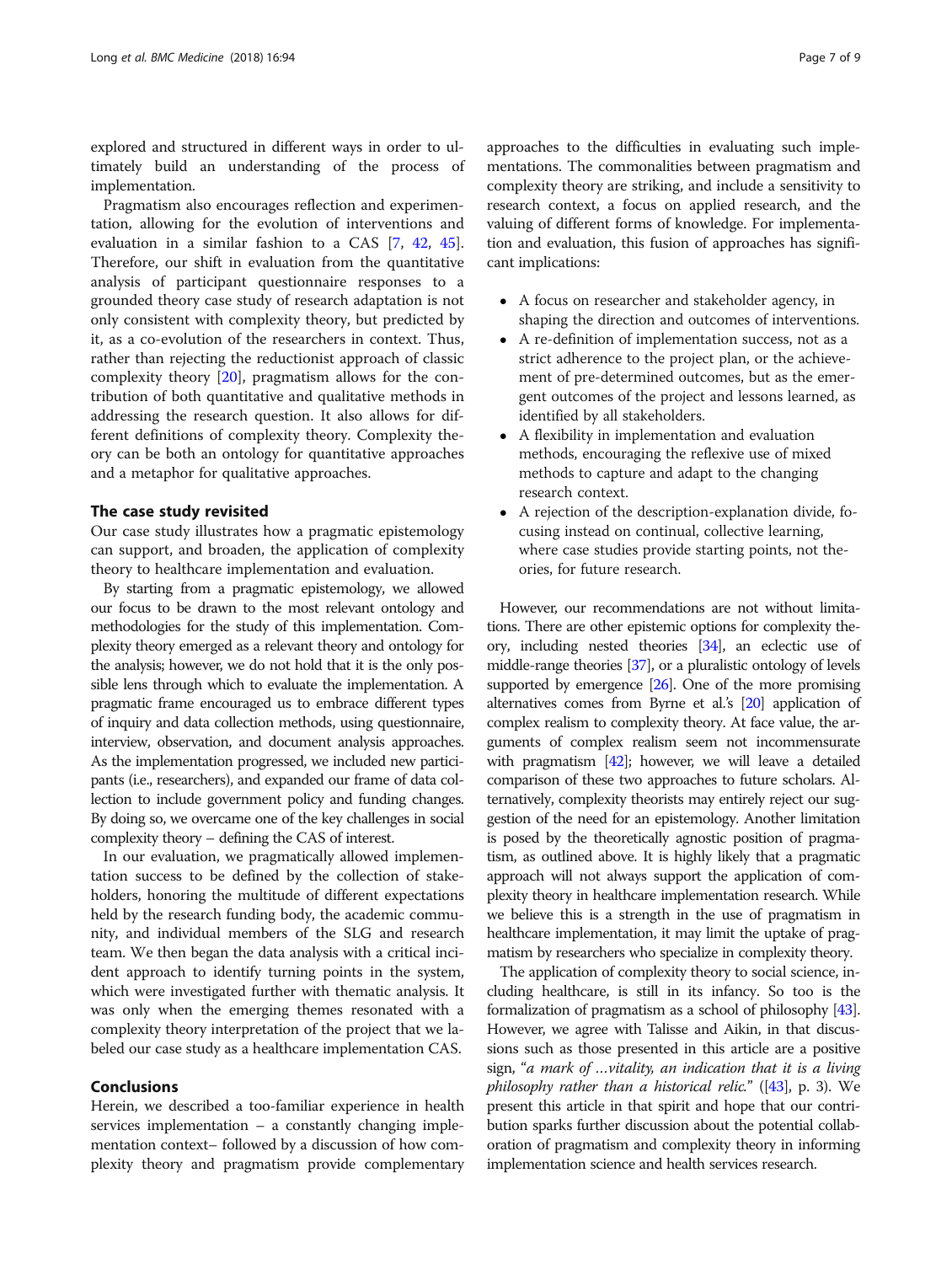explored and structured in different ways in order to ultimately build an understanding of the process of implementation.

Pragmatism also encourages reflection and experimentation, allowing for the evolution of interventions and evaluation in a similar fashion to a CAS [7, 42, 45]. Therefore, our shift in evaluation from the quantitative analysis of participant questionnaire responses to a grounded theory case study of research adaptation is not only consistent with complexity theory, but predicted by it, as a co-evolution of the researchers in context. Thus, rather than rejecting the reductionist approach of classic complexity theory [20], pragmatism allows for the contribution of both quantitative and qualitative methods in addressing the research question. It also allows for different definitions of complexity theory. Complexity theory can be both an ontology for quantitative approaches and a metaphor for qualitative approaches.

## The case study revisited

Our case study illustrates how a pragmatic epistemology can support, and broaden, the application of complexity theory to healthcare implementation and evaluation.

By starting from a pragmatic epistemology, we allowed our focus to be drawn to the most relevant ontology and methodologies for the study of this implementation. Complexity theory emerged as a relevant theory and ontology for the analysis; however, we do not hold that it is the only possible lens through which to evaluate the implementation. A pragmatic frame encouraged us to embrace different types of inquiry and data collection methods, using questionnaire, interview, observation, and document analysis approaches. As the implementation progressed, we included new participants (i.e., researchers), and expanded our frame of data collection to include government policy and funding changes. By doing so, we overcame one of the key challenges in social complexity theory – defining the CAS of interest.

In our evaluation, we pragmatically allowed implementation success to be defined by the collection of stakeholders, honoring the multitude of different expectations held by the research funding body, the academic community, and individual members of the SLG and research team. We then began the data analysis with a critical incident approach to identify turning points in the system, which were investigated further with thematic analysis. It was only when the emerging themes resonated with a complexity theory interpretation of the project that we labeled our case study as a healthcare implementation CAS.

## Conclusions

Herein, we described a too-familiar experience in health services implementation – a constantly changing implementation context– followed by a discussion of how complexity theory and pragmatism provide complementary approaches to the difficulties in evaluating such implementations. The commonalities between pragmatism and complexity theory are striking, and include a sensitivity to research context, a focus on applied research, and the valuing of different forms of knowledge. For implementation and evaluation, this fusion of approaches has significant implications:

- A focus on researcher and stakeholder agency, in shaping the direction and outcomes of interventions.
- A re-definition of implementation success, not as a strict adherence to the project plan, or the achievement of pre-determined outcomes, but as the emergent outcomes of the project and lessons learned, as identified by all stakeholders.
- A flexibility in implementation and evaluation methods, encouraging the reflexive use of mixed methods to capture and adapt to the changing research context.
- A rejection of the description-explanation divide, focusing instead on continual, collective learning, where case studies provide starting points, not theories, for future research.

However, our recommendations are not without limitations. There are other epistemic options for complexity theory, including nested theories [34], an eclectic use of middle-range theories [37], or a pluralistic ontology of levels supported by emergence [26]. One of the more promising alternatives comes from Byrne et al.'s [20] application of complex realism to complexity theory. At face value, the arguments of complex realism seem not incommensurate with pragmatism [42]; however, we will leave a detailed comparison of these two approaches to future scholars. Alternatively, complexity theorists may entirely reject our suggestion of the need for an epistemology. Another limitation is posed by the theoretically agnostic position of pragmatism, as outlined above. It is highly likely that a pragmatic approach will not always support the application of complexity theory in healthcare implementation research. While we believe this is a strength in the use of pragmatism in healthcare implementation, it may limit the uptake of pragmatism by researchers who specialize in complexity theory.

The application of complexity theory to social science, including healthcare, is still in its infancy. So too is the formalization of pragmatism as a school of philosophy [43]. However, we agree with Talisse and Aikin, in that discussions such as those presented in this article are a positive sign, "*a mark of …vitality, an indication that it is a living philosophy rather than a historical relic.*" ([43], p. 3). We present this article in that spirit and hope that our contribution sparks further discussion about the potential collaboration of pragmatism and complexity theory in informing implementation science and health services research.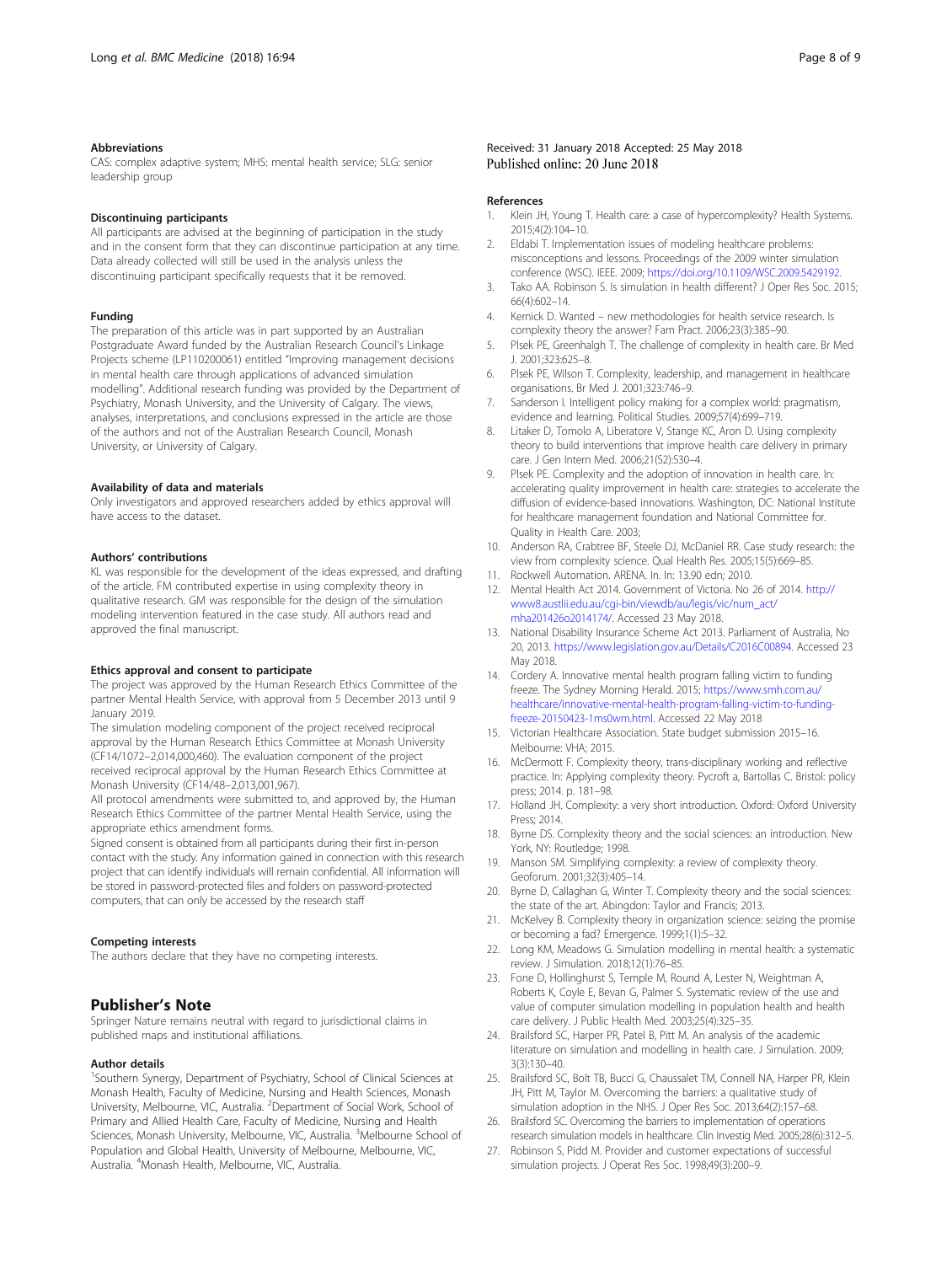### Abbreviations

CAS: complex adaptive system; MHS: mental health service; SLG: senior leadership group

### Discontinuing participants

All participants are advised at the beginning of participation in the study and in the consent form that they can discontinue participation at any time. Data already collected will still be used in the analysis unless the discontinuing participant specifically requests that it be removed.

### Funding

The preparation of this article was in part supported by an Australian Postgraduate Award funded by the Australian Research Council's Linkage Projects scheme (LP110200061) entitled "Improving management decisions in mental health care through applications of advanced simulation modelling". Additional research funding was provided by the Department of Psychiatry, Monash University, and the University of Calgary. The views, analyses, interpretations, and conclusions expressed in the article are those of the authors and not of the Australian Research Council, Monash University, or University of Calgary.

### Availability of data and materials

Only investigators and approved researchers added by ethics approval will have access to the dataset.

### Authors' contributions

KL was responsible for the development of the ideas expressed, and drafting of the article. FM contributed expertise in using complexity theory in qualitative research. GM was responsible for the design of the simulation modeling intervention featured in the case study. All authors read and approved the final manuscript.

### Ethics approval and consent to participate

The project was approved by the Human Research Ethics Committee of the partner Mental Health Service, with approval from 5 December 2013 until 9 January 2019.

The simulation modeling component of the project received reciprocal approval by the Human Research Ethics Committee at Monash University (CF14/1072–2,014,000,460). The evaluation component of the project received reciprocal approval by the Human Research Ethics Committee at Monash University (CF14/48–2,013,001,967).

All protocol amendments were submitted to, and approved by, the Human Research Ethics Committee of the partner Mental Health Service, using the appropriate ethics amendment forms.

Signed consent is obtained from all participants during their first in-person contact with the study. Any information gained in connection with this research project that can identify individuals will remain confidential. All information will be stored in password-protected files and folders on password-protected computers, that can only be accessed by the research staff

### Competing interests

The authors declare that they have no competing interests.

## Publisher's Note

Springer Nature remains neutral with regard to jurisdictional claims in published maps and institutional affiliations.

### Author details

[1]Southern Synergy, Department of Psychiatry, School of Clinical Sciences at Monash Health, Faculty of Medicine, Nursing and Health Sciences, Monash University, Melbourne, VIC, Australia. [2]Department of Social Work, School of Primary and Allied Health Care, Faculty of Medicine, Nursing and Health Sciences, Monash University, Melbourne, VIC, Australia. [3]Melbourne School of Population and Global Health, University of Melbourne, Melbourne, VIC, Australia. [4]Monash Health, Melbourne, VIC, Australia.

Received: 31 January 2018 Accepted: 25 May 2018
Published online: 20 June 2018

### References

1. Klein JH, Young T. Health care: a case of hypercomplexity? Health Systems. 2015;4(2):104–10.
2. Eldabi T. Implementation issues of modeling healthcare problems: misconceptions and lessons. Proceedings of the 2009 winter simulation conference (WSC). IEEE. 2009; https://doi.org/10.1109/WSC.2009.5429192.
3. Tako AA. Robinson S. Is simulation in health different? J Oper Res Soc. 2015; 66(4):602–14.
4. Kernick D. Wanted – new methodologies for health service research. Is complexity theory the answer? Fam Pract. 2006;23(3):385–90.
5. Plsek PE, Greenhalgh T. The challenge of complexity in health care. Br Med J. 2001;323:625–8.
6. Plsek PE, Wilson T. Complexity, leadership, and management in healthcare organisations. Br Med J. 2001;323:746–9.
7. Sanderson I. Intelligent policy making for a complex world: pragmatism, evidence and learning. Political Studies. 2009;57(4):699–719.
8. Litaker D, Tomolo A, Liberatore V, Stange KC, Aron D. Using complexity theory to build interventions that improve health care delivery in primary care. J Gen Intern Med. 2006;21(S2):S30–4.
9. Plsek PE. Complexity and the adoption of innovation in health care. In: accelerating quality improvement in health care: strategies to accelerate the diffusion of evidence-based innovations. Washington, DC: National Institute for healthcare management foundation and National Committee for. Quality in Health Care. 2003;
10. Anderson RA, Crabtree BF, Steele DJ, McDaniel RR. Case study research: the view from complexity science. Qual Health Res. 2005;15(5):669–85.
11. Rockwell Automation. ARENA. In. In: 13.90 edn; 2010.
12. Mental Health Act 2014. Government of Victoria. No 26 of 2014. http://www8.austlii.edu.au/cgi-bin/viewdb/au/legis/vic/num_act/mha201426o2014174/. Accessed 23 May 2018.
13. National Disability Insurance Scheme Act 2013. Parliament of Australia, No 20, 2013. https://www.legislation.gov.au/Details/C2016C00894. Accessed 23 May 2018.
14. Cordery A. Innovative mental health program falling victim to funding freeze. The Sydney Morning Herald. 2015; https://www.smh.com.au/healthcare/innovative-mental-health-program-falling-victim-to-funding-freeze-20150423-1ms0wm.html. Accessed 22 May 2018
15. Victorian Healthcare Association. State budget submission 2015–16. Melbourne: VHA; 2015.
16. McDermott F. Complexity theory, trans-disciplinary working and reflective practice. In: Applying complexity theory. Pycroft a, Bartollas C. Bristol: policy press; 2014. p. 181–98.
17. Holland JH. Complexity: a very short introduction. Oxford: Oxford University Press; 2014.
18. Byrne DS. Complexity theory and the social sciences: an introduction. New York, NY: Routledge; 1998.
19. Manson SM. Simplifying complexity: a review of complexity theory. Geoforum. 2001;32(3):405–14.
20. Byrne D, Callaghan G, Winter T. Complexity theory and the social sciences: the state of the art. Abingdon: Taylor and Francis; 2013.
21. McKelvey B. Complexity theory in organization science: seizing the promise or becoming a fad? Emergence. 1999;1(1):5–32.
22. Long KM, Meadows G. Simulation modelling in mental health: a systematic review. J Simulation. 2018;12(1):76–85.
23. Fone D, Hollinghurst S, Temple M, Round A, Lester N, Weightman A, Roberts K, Coyle E, Bevan G, Palmer S. Systematic review of the use and value of computer simulation modelling in population health and health care delivery. J Public Health Med. 2003;25(4):325–35.
24. Brailsford SC, Harper PR, Patel B, Pitt M. An analysis of the academic literature on simulation and modelling in health care. J Simulation. 2009; 3(3):130–40.
25. Brailsford SC, Bolt TB, Bucci G, Chaussalet TM, Connell NA, Harper PR, Klein JH, Pitt M, Taylor M. Overcoming the barriers: a qualitative study of simulation adoption in the NHS. J Oper Res Soc. 2013;64(2):157–68.
26. Brailsford SC. Overcoming the barriers to implementation of operations research simulation models in healthcare. Clin Investig Med. 2005;28(6):312–5.
27. Robinson S, Pidd M. Provider and customer expectations of successful simulation projects. J Operat Res Soc. 1998;49(3):200–9.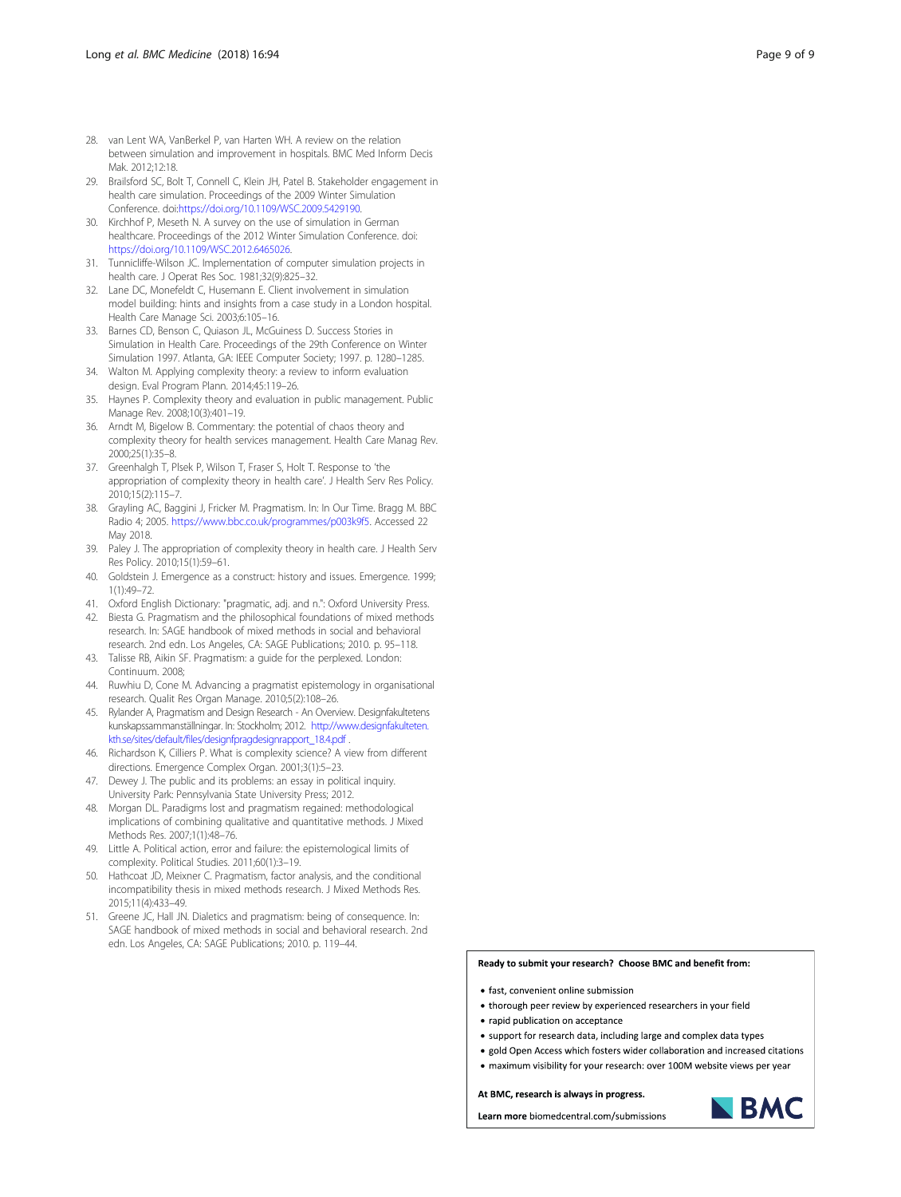28. van Lent WA, VanBerkel P, van Harten WH. A review on the relation between simulation and improvement in hospitals. BMC Med Inform Decis Mak. 2012;12:18.
29. Brailsford SC, Bolt T, Connell C, Klein JH, Patel B. Stakeholder engagement in health care simulation. Proceedings of the 2009 Winter Simulation Conference. doi:https://doi.org/10.1109/WSC.2009.5429190.
30. Kirchhof P, Meseth N. A survey on the use of simulation in German healthcare. Proceedings of the 2012 Winter Simulation Conference. doi: https://doi.org/10.1109/WSC.2012.6465026.
31. Tunnicliffe-Wilson JC. Implementation of computer simulation projects in health care. J Operat Res Soc. 1981;32(9):825–32.
32. Lane DC, Monefeldt C, Husemann E. Client involvement in simulation model building: hints and insights from a case study in a London hospital. Health Care Manage Sci. 2003;6:105–16.
33. Barnes CD, Benson C, Quiason JL, McGuiness D. Success Stories in Simulation in Health Care. Proceedings of the 29th Conference on Winter Simulation 1997. Atlanta, GA: IEEE Computer Society; 1997. p. 1280–1285.
34. Walton M. Applying complexity theory: a review to inform evaluation design. Eval Program Plann. 2014;45:119–26.
35. Haynes P. Complexity theory and evaluation in public management. Public Manage Rev. 2008;10(3):401–19.
36. Arndt M, Bigelow B. Commentary: the potential of chaos theory and complexity theory for health services management. Health Care Manag Rev. 2000;25(1):35–8.
37. Greenhalgh T, Plsek P, Wilson T, Fraser S, Holt T. Response to 'the appropriation of complexity theory in health care'. J Health Serv Res Policy. 2010;15(2):115–7.
38. Grayling AC, Baggini J, Fricker M. Pragmatism. In: In Our Time. Bragg M. BBC Radio 4; 2005. https://www.bbc.co.uk/programmes/p003k9f5. Accessed 22 May 2018.
39. Paley J. The appropriation of complexity theory in health care. J Health Serv Res Policy. 2010;15(1):59–61.
40. Goldstein J. Emergence as a construct: history and issues. Emergence. 1999; 1(1):49–72.
41. Oxford English Dictionary: "pragmatic, adj. and n.": Oxford University Press.
42. Biesta G. Pragmatism and the philosophical foundations of mixed methods research. In: SAGE handbook of mixed methods in social and behavioral research. 2nd edn. Los Angeles, CA: SAGE Publications; 2010. p. 95–118.
43. Talisse RB, Aikin SF. Pragmatism: a guide for the perplexed. London: Continuum. 2008;
44. Ruwhiu D, Cone M. Advancing a pragmatist epistemology in organisational research. Qualit Res Organ Manage. 2010;5(2):108–26.
45. Rylander A, Pragmatism and Design Research - An Overview. Designfakultetens kunskapssammanställningar. In: Stockholm; 2012. http://www.designfakulteten.kth.se/sites/default/files/designfpragdesignrapport_18.4.pdf .
46. Richardson K, Cilliers P. What is complexity science? A view from different directions. Emergence Complex Organ. 2001;3(1):5–23.
47. Dewey J. The public and its problems: an essay in political inquiry. University Park: Pennsylvania State University Press; 2012.
48. Morgan DL. Paradigms lost and pragmatism regained: methodological implications of combining qualitative and quantitative methods. J Mixed Methods Res. 2007;1(1):48–76.
49. Little A. Political action, error and failure: the epistemological limits of complexity. Political Studies. 2011;60(1):3–19.
50. Hathcoat JD, Meixner C. Pragmatism, factor analysis, and the conditional incompatibility thesis in mixed methods research. J Mixed Methods Res. 2015;11(4):433–49.
51. Greene JC, Hall JN. Dialetics and pragmatism: being of consequence. In: SAGE handbook of mixed methods in social and behavioral research. 2nd edn. Los Angeles, CA: SAGE Publications; 2010. p. 119–44.

**Ready to submit your research? Choose BMC and benefit from:**

- fast, convenient online submission
- thorough peer review by experienced researchers in your field
- rapid publication on acceptance
- support for research data, including large and complex data types
- gold Open Access which fosters wider collaboration and increased citations
- maximum visibility for your research: over 100M website views per year

**At BMC, research is always in progress.**

**Learn more** biomedcentral.com/submissions

BMC